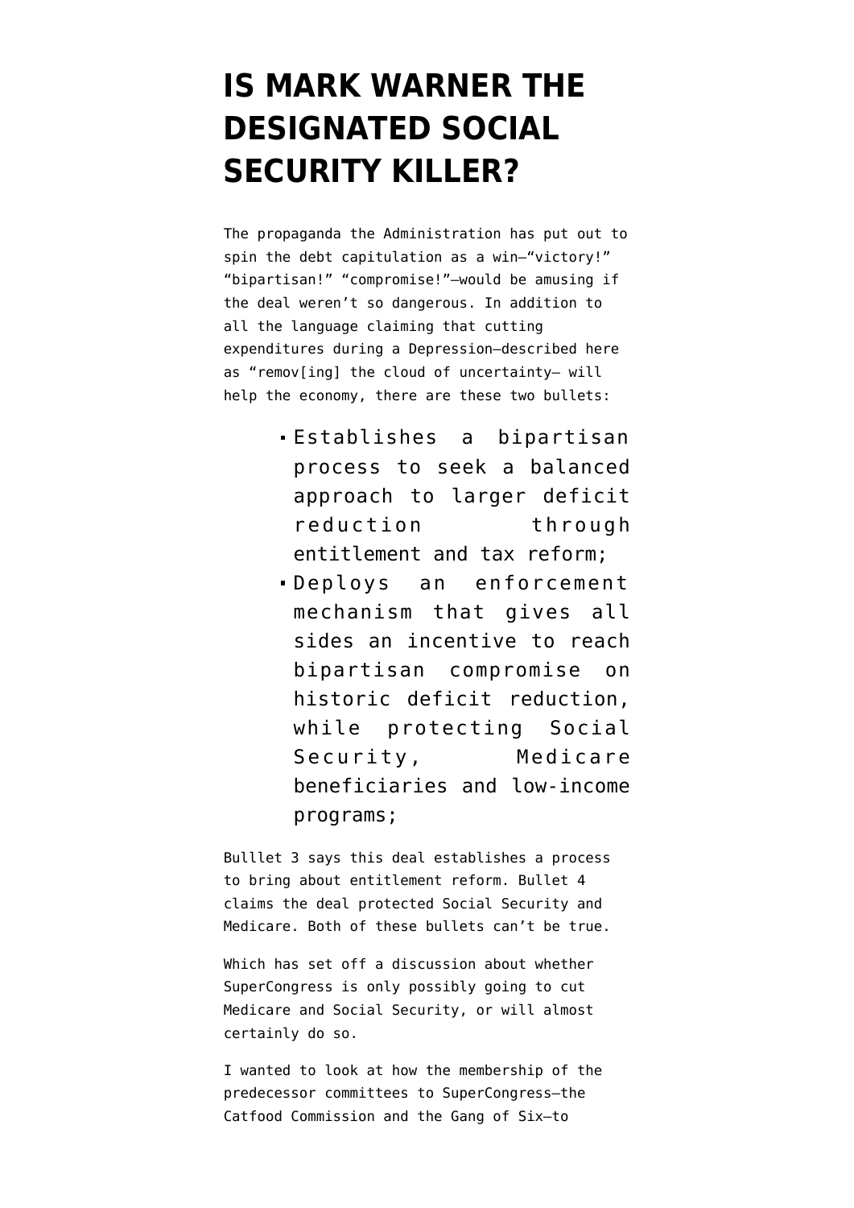# IS MARK WARNER THE DESIGNATED SOCIAL SECURITY KILLER?

The propaganda the Administration has put out to spin the debt capitulation as a win—"victory!" "bipartisan!" "compromise!"—would be amusing if the deal weren't so dangerous. In addition to all the language claiming that cutting expenditures during a Depression—described here as "remov[ing] the cloud of uncertainty— will help the economy, there are these two bullets:

- Establishes a bipartisan process to seek a balanced approach to larger deficit reduction through entitlement and tax reform;
- Deploys an enforcement mechanism that gives all sides an incentive to reach bipartisan compromise on historic deficit reduction, while protecting Social Security, Medicare beneficiaries and low-income programs;

Bulllet 3 says this deal establishes a process to bring about entitlement reform. Bullet 4 claims the deal protected Social Security and Medicare. Both of these bullets can't be true.

Which has set off a discussion about whether SuperCongress is only possibly going to cut Medicare and Social Security, or will almost certainly do so.

I wanted to look at how the membership of the predecessor committees to SuperCongress—the Catfood Commission and the Gang of Six—to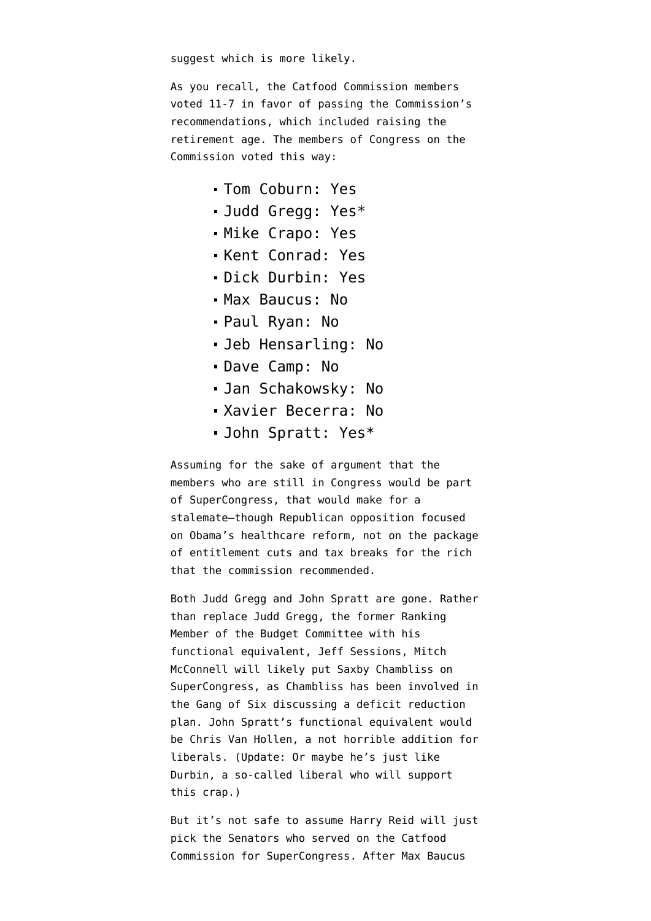suggest which is more likely.

As you recall, the Catfood Commission members voted 11-7 in favor of passing the Commission's recommendations, which included raising the retirement age. The members of Congress on the Commission voted this way:

- Tom Coburn: Yes
- Judd Gregg: Yes*
- Mike Crapo: Yes
- Kent Conrad: Yes
- Dick Durbin: Yes
- Max Baucus: No
- Paul Ryan: No
- Jeb Hensarling: No
- Dave Camp: No
- Jan Schakowsky: No
- Xavier Becerra: No
- John Spratt: Yes*

Assuming for the sake of argument that the members who are still in Congress would be part of SuperCongress, that would make for a stalemate–though Republican opposition focused on Obama's healthcare reform, not on the package of entitlement cuts and tax breaks for the rich that the commission recommended.

Both Judd Gregg and John Spratt are gone. Rather than replace Judd Gregg, the former Ranking Member of the Budget Committee with his functional equivalent, Jeff Sessions, Mitch McConnell will likely put Saxby Chambliss on SuperCongress, as Chambliss has been involved in the Gang of Six discussing a deficit reduction plan. John Spratt's functional equivalent would be Chris Van Hollen, a not horrible addition for liberals. (Update: Or maybe he's just like Durbin, a so-called liberal who will support this crap.)

But it's not safe to assume Harry Reid will just pick the Senators who served on the Catfood Commission for SuperCongress. After Max Baucus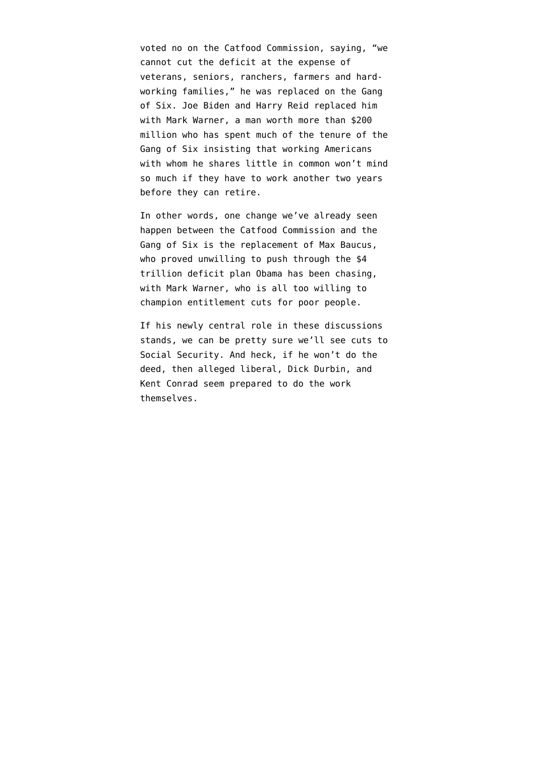voted no on the Catfood Commission, saying, "we cannot cut the deficit at the expense of veterans, seniors, ranchers, farmers and hard-working families," he was replaced on the Gang of Six. Joe Biden and Harry Reid replaced him with Mark Warner, a man worth more than $200 million who has spent much of the tenure of the Gang of Six insisting that working Americans with whom he shares little in common won't mind so much if they have to work another two years before they can retire.

In other words, one change we've already seen happen between the Catfood Commission and the Gang of Six is the replacement of Max Baucus, who proved unwilling to push through the $4 trillion deficit plan Obama has been chasing, with Mark Warner, who is all too willing to champion entitlement cuts for poor people.

If his newly central role in these discussions stands, we can be pretty sure we'll see cuts to Social Security. And heck, if he won't do the deed, then alleged liberal, Dick Durbin, and Kent Conrad seem prepared to do the work themselves.